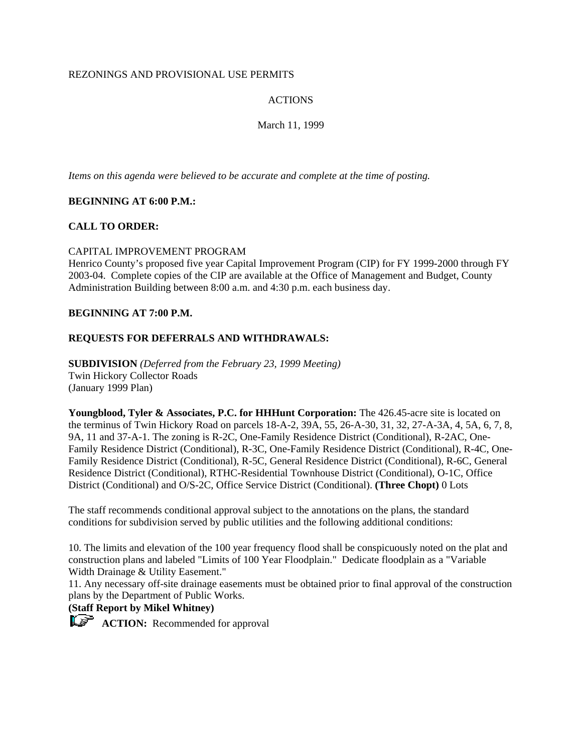REZONINGS AND PROVISIONAL USE PERMITS

ACTIONS

March 11, 1999

*Items on this agenda were believed to be accurate and complete at the time of posting.*

**BEGINNING AT 6:00 P.M.:**

**CALL TO ORDER:**

CAPITAL IMPROVEMENT PROGRAM
Henrico County's proposed five year Capital Improvement Program (CIP) for FY 1999-2000 through FY 2003-04. Complete copies of the CIP are available at the Office of Management and Budget, County Administration Building between 8:00 a.m. and 4:30 p.m. each business day.

**BEGINNING AT 7:00 P.M.**

**REQUESTS FOR DEFERRALS AND WITHDRAWALS:**

**SUBDIVISION** *(Deferred from the February 23, 1999 Meeting)*
Twin Hickory Collector Roads
(January 1999 Plan)

**Youngblood, Tyler & Associates, P.C. for HHHunt Corporation:** The 426.45-acre site is located on the terminus of Twin Hickory Road on parcels 18-A-2, 39A, 55, 26-A-30, 31, 32, 27-A-3A, 4, 5A, 6, 7, 8, 9A, 11 and 37-A-1. The zoning is R-2C, One-Family Residence District (Conditional), R-2AC, One-Family Residence District (Conditional), R-3C, One-Family Residence District (Conditional), R-4C, One-Family Residence District (Conditional), R-5C, General Residence District (Conditional), R-6C, General Residence District (Conditional), RTHC-Residential Townhouse District (Conditional), O-1C, Office District (Conditional) and O/S-2C, Office Service District (Conditional). **(Three Chopt)** 0 Lots

The staff recommends conditional approval subject to the annotations on the plans, the standard conditions for subdivision served by public utilities and the following additional conditions:

10. The limits and elevation of the 100 year frequency flood shall be conspicuously noted on the plat and construction plans and labeled "Limits of 100 Year Floodplain." Dedicate floodplain as a "Variable Width Drainage & Utility Easement."
11. Any necessary off-site drainage easements must be obtained prior to final approval of the construction plans by the Department of Public Works.

**(Staff Report by Mikel Whitney)**

**ACTION:** Recommended for approval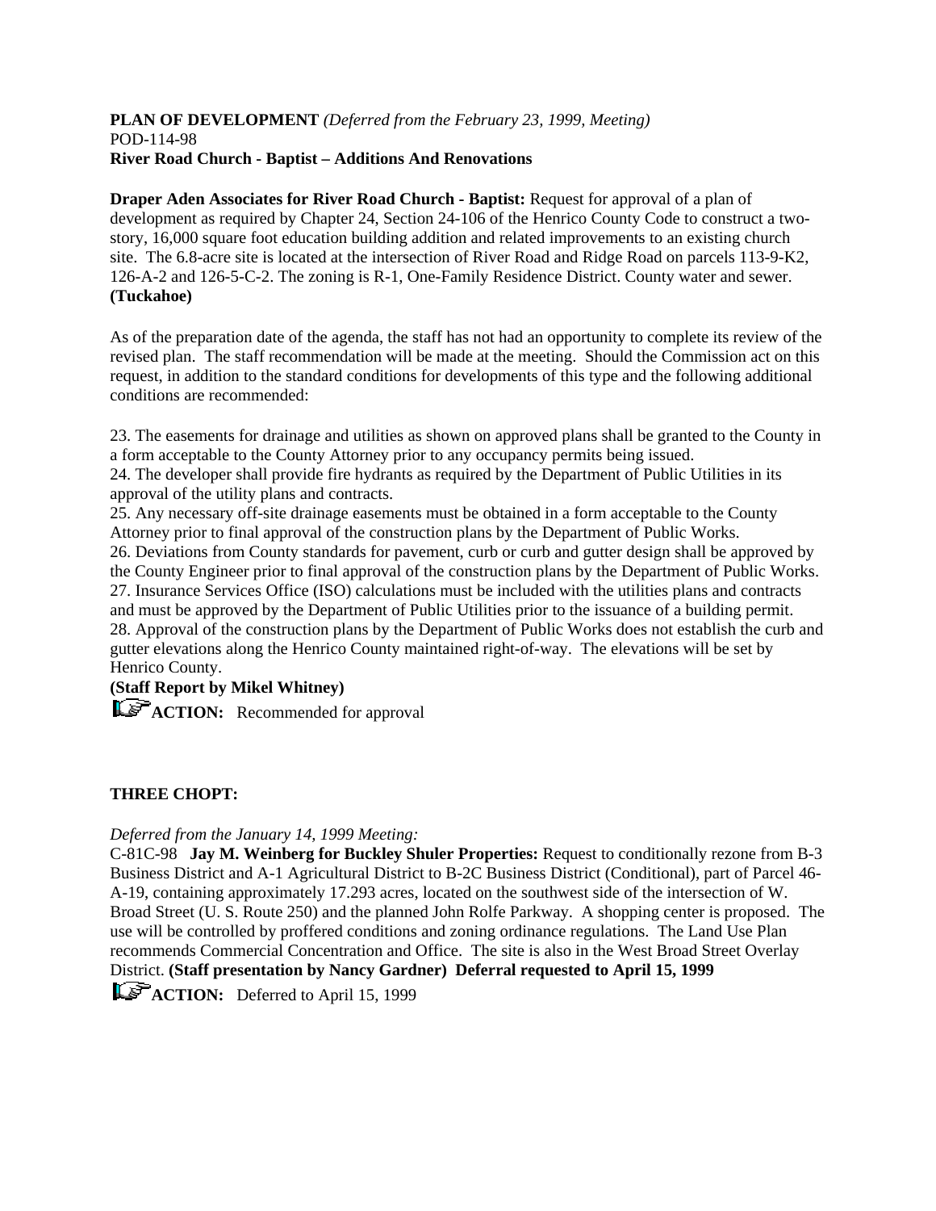**PLAN OF DEVELOPMENT** *(Deferred from the February 23, 1999, Meeting)*
POD-114-98
**River Road Church - Baptist – Additions And Renovations**

**Draper Aden Associates for River Road Church - Baptist:** Request for approval of a plan of development as required by Chapter 24, Section 24-106 of the Henrico County Code to construct a two-story, 16,000 square foot education building addition and related improvements to an existing church site. The 6.8-acre site is located at the intersection of River Road and Ridge Road on parcels 113-9-K2, 126-A-2 and 126-5-C-2. The zoning is R-1, One-Family Residence District. County water and sewer. **(Tuckahoe)**

As of the preparation date of the agenda, the staff has not had an opportunity to complete its review of the revised plan. The staff recommendation will be made at the meeting. Should the Commission act on this request, in addition to the standard conditions for developments of this type and the following additional conditions are recommended:

23. The easements for drainage and utilities as shown on approved plans shall be granted to the County in a form acceptable to the County Attorney prior to any occupancy permits being issued.
24. The developer shall provide fire hydrants as required by the Department of Public Utilities in its approval of the utility plans and contracts.
25. Any necessary off-site drainage easements must be obtained in a form acceptable to the County Attorney prior to final approval of the construction plans by the Department of Public Works.
26. Deviations from County standards for pavement, curb or curb and gutter design shall be approved by the County Engineer prior to final approval of the construction plans by the Department of Public Works.
27. Insurance Services Office (ISO) calculations must be included with the utilities plans and contracts and must be approved by the Department of Public Utilities prior to the issuance of a building permit.
28. Approval of the construction plans by the Department of Public Works does not establish the curb and gutter elevations along the Henrico County maintained right-of-way. The elevations will be set by Henrico County.

**(Staff Report by Mikel Whitney)**

**ACTION:** Recommended for approval

**THREE CHOPT:**

*Deferred from the January 14, 1999 Meeting:*

C-81C-98 **Jay M. Weinberg for Buckley Shuler Properties:** Request to conditionally rezone from B-3 Business District and A-1 Agricultural District to B-2C Business District (Conditional), part of Parcel 46-A-19, containing approximately 17.293 acres, located on the southwest side of the intersection of W. Broad Street (U. S. Route 250) and the planned John Rolfe Parkway. A shopping center is proposed. The use will be controlled by proffered conditions and zoning ordinance regulations. The Land Use Plan recommends Commercial Concentration and Office. The site is also in the West Broad Street Overlay District. **(Staff presentation by Nancy Gardner) Deferral requested to April 15, 1999**

**ACTION:** Deferred to April 15, 1999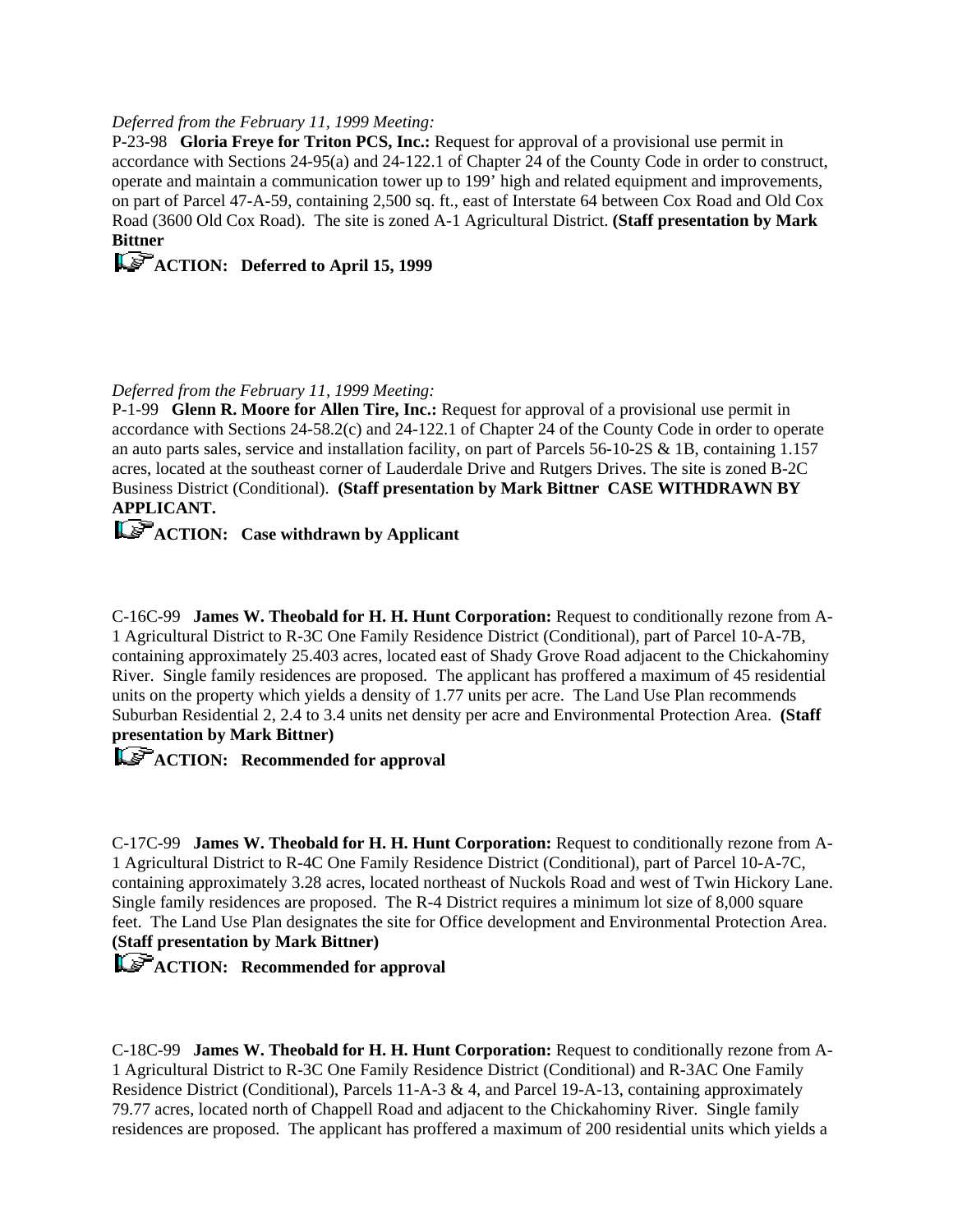*Deferred from the February 11, 1999 Meeting:*

P-23-98 **Gloria Freye for Triton PCS, Inc.:** Request for approval of a provisional use permit in accordance with Sections 24-95(a) and 24-122.1 of Chapter 24 of the County Code in order to construct, operate and maintain a communication tower up to 199' high and related equipment and improvements, on part of Parcel 47-A-59, containing 2,500 sq. ft., east of Interstate 64 between Cox Road and Old Cox Road (3600 Old Cox Road). The site is zoned A-1 Agricultural District. **(Staff presentation by Mark Bittner**

**ACTION: Deferred to April 15, 1999**

*Deferred from the February 11, 1999 Meeting:*

P-1-99 **Glenn R. Moore for Allen Tire, Inc.:** Request for approval of a provisional use permit in accordance with Sections 24-58.2(c) and 24-122.1 of Chapter 24 of the County Code in order to operate an auto parts sales, service and installation facility, on part of Parcels 56-10-2S & 1B, containing 1.157 acres, located at the southeast corner of Lauderdale Drive and Rutgers Drives. The site is zoned B-2C Business District (Conditional). **(Staff presentation by Mark Bittner CASE WITHDRAWN BY APPLICANT.**

**ACTION: Case withdrawn by Applicant**

C-16C-99 **James W. Theobald for H. H. Hunt Corporation:** Request to conditionally rezone from A-1 Agricultural District to R-3C One Family Residence District (Conditional), part of Parcel 10-A-7B, containing approximately 25.403 acres, located east of Shady Grove Road adjacent to the Chickahominy River. Single family residences are proposed. The applicant has proffered a maximum of 45 residential units on the property which yields a density of 1.77 units per acre. The Land Use Plan recommends Suburban Residential 2, 2.4 to 3.4 units net density per acre and Environmental Protection Area. **(Staff presentation by Mark Bittner)**

**ACTION: Recommended for approval**

C-17C-99 **James W. Theobald for H. H. Hunt Corporation:** Request to conditionally rezone from A-1 Agricultural District to R-4C One Family Residence District (Conditional), part of Parcel 10-A-7C, containing approximately 3.28 acres, located northeast of Nuckols Road and west of Twin Hickory Lane. Single family residences are proposed. The R-4 District requires a minimum lot size of 8,000 square feet. The Land Use Plan designates the site for Office development and Environmental Protection Area. **(Staff presentation by Mark Bittner)**

**ACTION: Recommended for approval**

C-18C-99 **James W. Theobald for H. H. Hunt Corporation:** Request to conditionally rezone from A-1 Agricultural District to R-3C One Family Residence District (Conditional) and R-3AC One Family Residence District (Conditional), Parcels 11-A-3 & 4, and Parcel 19-A-13, containing approximately 79.77 acres, located north of Chappell Road and adjacent to the Chickahominy River. Single family residences are proposed. The applicant has proffered a maximum of 200 residential units which yields a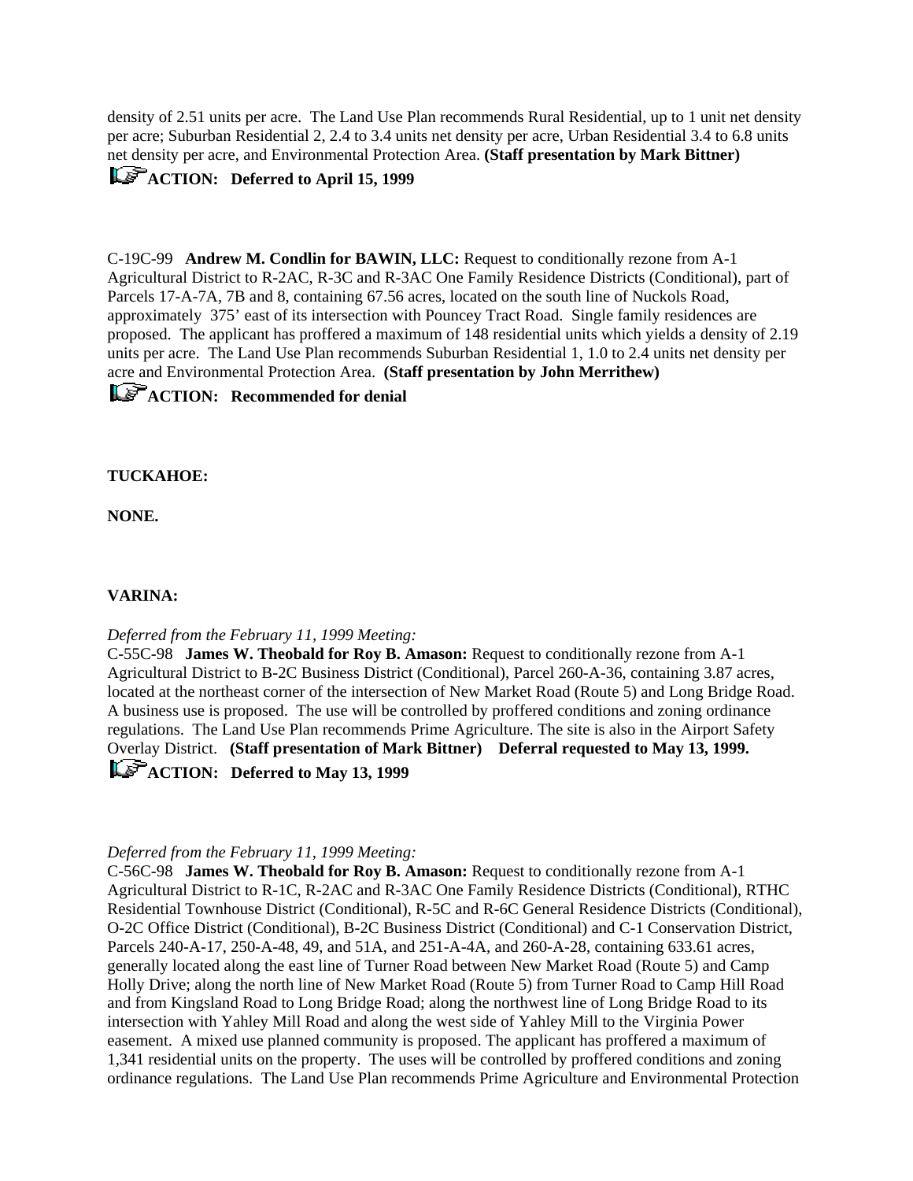density of 2.51 units per acre. The Land Use Plan recommends Rural Residential, up to 1 unit net density per acre; Suburban Residential 2, 2.4 to 3.4 units net density per acre, Urban Residential 3.4 to 6.8 units net density per acre, and Environmental Protection Area. **(Staff presentation by Mark Bittner)**

**ACTION: Deferred to April 15, 1999**

C-19C-99 **Andrew M. Condlin for BAWIN, LLC:** Request to conditionally rezone from A-1 Agricultural District to R-2AC, R-3C and R-3AC One Family Residence Districts (Conditional), part of Parcels 17-A-7A, 7B and 8, containing 67.56 acres, located on the south line of Nuckols Road, approximately 375' east of its intersection with Pouncey Tract Road. Single family residences are proposed. The applicant has proffered a maximum of 148 residential units which yields a density of 2.19 units per acre. The Land Use Plan recommends Suburban Residential 1, 1.0 to 2.4 units net density per acre and Environmental Protection Area. **(Staff presentation by John Merrithew)**

**ACTION: Recommended for denial**

**TUCKAHOE:**

**NONE.**

**VARINA:**

*Deferred from the February 11, 1999 Meeting:*

C-55C-98 **James W. Theobald for Roy B. Amason:** Request to conditionally rezone from A-1 Agricultural District to B-2C Business District (Conditional), Parcel 260-A-36, containing 3.87 acres, located at the northeast corner of the intersection of New Market Road (Route 5) and Long Bridge Road. A business use is proposed. The use will be controlled by proffered conditions and zoning ordinance regulations. The Land Use Plan recommends Prime Agriculture. The site is also in the Airport Safety Overlay District. **(Staff presentation of Mark Bittner) Deferral requested to May 13, 1999.**

**ACTION: Deferred to May 13, 1999**

*Deferred from the February 11, 1999 Meeting:*

C-56C-98 **James W. Theobald for Roy B. Amason:** Request to conditionally rezone from A-1 Agricultural District to R-1C, R-2AC and R-3AC One Family Residence Districts (Conditional), RTHC Residential Townhouse District (Conditional), R-5C and R-6C General Residence Districts (Conditional), O-2C Office District (Conditional), B-2C Business District (Conditional) and C-1 Conservation District, Parcels 240-A-17, 250-A-48, 49, and 51A, and 251-A-4A, and 260-A-28, containing 633.61 acres, generally located along the east line of Turner Road between New Market Road (Route 5) and Camp Holly Drive; along the north line of New Market Road (Route 5) from Turner Road to Camp Hill Road and from Kingsland Road to Long Bridge Road; along the northwest line of Long Bridge Road to its intersection with Yahley Mill Road and along the west side of Yahley Mill to the Virginia Power easement. A mixed use planned community is proposed. The applicant has proffered a maximum of 1,341 residential units on the property. The uses will be controlled by proffered conditions and zoning ordinance regulations. The Land Use Plan recommends Prime Agriculture and Environmental Protection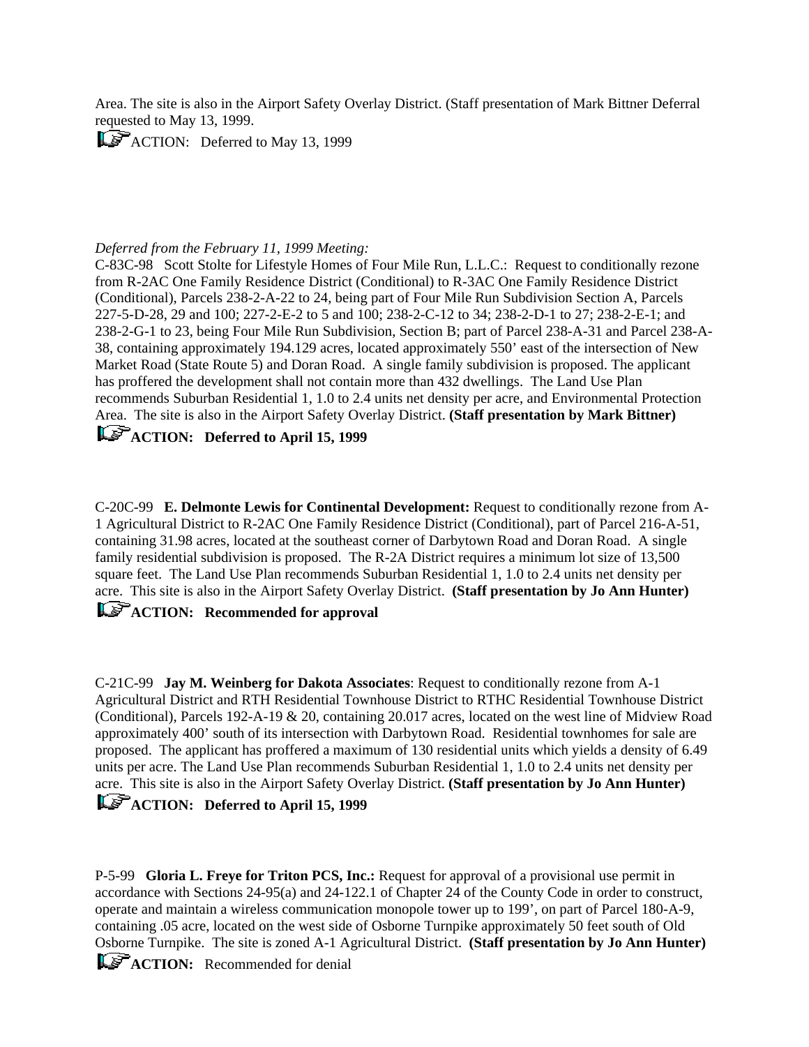Area. The site is also in the Airport Safety Overlay District. (Staff presentation of Mark Bittner Deferral requested to May 13, 1999.

ACTION: Deferred to May 13, 1999

*Deferred from the February 11, 1999 Meeting:*

C-83C-98 Scott Stolte for Lifestyle Homes of Four Mile Run, L.L.C.: Request to conditionally rezone from R-2AC One Family Residence District (Conditional) to R-3AC One Family Residence District (Conditional), Parcels 238-2-A-22 to 24, being part of Four Mile Run Subdivision Section A, Parcels 227-5-D-28, 29 and 100; 227-2-E-2 to 5 and 100; 238-2-C-12 to 34; 238-2-D-1 to 27; 238-2-E-1; and 238-2-G-1 to 23, being Four Mile Run Subdivision, Section B; part of Parcel 238-A-31 and Parcel 238-A-38, containing approximately 194.129 acres, located approximately 550' east of the intersection of New Market Road (State Route 5) and Doran Road. A single family subdivision is proposed. The applicant has proffered the development shall not contain more than 432 dwellings. The Land Use Plan recommends Suburban Residential 1, 1.0 to 2.4 units net density per acre, and Environmental Protection Area. The site is also in the Airport Safety Overlay District. **(Staff presentation by Mark Bittner)**

**ACTION: Deferred to April 15, 1999**

C-20C-99 **E. Delmonte Lewis for Continental Development:** Request to conditionally rezone from A-1 Agricultural District to R-2AC One Family Residence District (Conditional), part of Parcel 216-A-51, containing 31.98 acres, located at the southeast corner of Darbytown Road and Doran Road. A single family residential subdivision is proposed. The R-2A District requires a minimum lot size of 13,500 square feet. The Land Use Plan recommends Suburban Residential 1, 1.0 to 2.4 units net density per acre. This site is also in the Airport Safety Overlay District. **(Staff presentation by Jo Ann Hunter)**

**ACTION: Recommended for approval**

C-21C-99 **Jay M. Weinberg for Dakota Associates**: Request to conditionally rezone from A-1 Agricultural District and RTH Residential Townhouse District to RTHC Residential Townhouse District (Conditional), Parcels 192-A-19 & 20, containing 20.017 acres, located on the west line of Midview Road approximately 400' south of its intersection with Darbytown Road. Residential townhomes for sale are proposed. The applicant has proffered a maximum of 130 residential units which yields a density of 6.49 units per acre. The Land Use Plan recommends Suburban Residential 1, 1.0 to 2.4 units net density per acre. This site is also in the Airport Safety Overlay District. **(Staff presentation by Jo Ann Hunter)**

**ACTION: Deferred to April 15, 1999**

P-5-99 **Gloria L. Freye for Triton PCS, Inc.:** Request for approval of a provisional use permit in accordance with Sections 24-95(a) and 24-122.1 of Chapter 24 of the County Code in order to construct, operate and maintain a wireless communication monopole tower up to 199', on part of Parcel 180-A-9, containing .05 acre, located on the west side of Osborne Turnpike approximately 50 feet south of Old Osborne Turnpike. The site is zoned A-1 Agricultural District. **(Staff presentation by Jo Ann Hunter)**

**ACTION:** Recommended for denial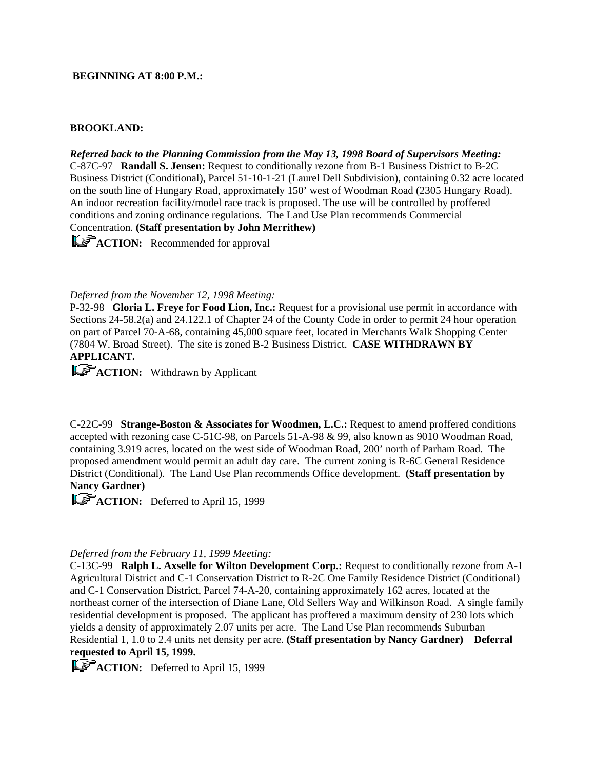**BEGINNING AT 8:00 P.M.:**

**BROOKLAND:**

***Referred back to the Planning Commission from the May 13, 1998 Board of Supervisors Meeting:***
C-87C-97 **Randall S. Jensen:** Request to conditionally rezone from B-1 Business District to B-2C Business District (Conditional), Parcel 51-10-1-21 (Laurel Dell Subdivision), containing 0.32 acre located on the south line of Hungary Road, approximately 150' west of Woodman Road (2305 Hungary Road). An indoor recreation facility/model race track is proposed. The use will be controlled by proffered conditions and zoning ordinance regulations. The Land Use Plan recommends Commercial Concentration. **(Staff presentation by John Merrithew)**

**ACTION:** Recommended for approval

*Deferred from the November 12, 1998 Meeting:*
P-32-98 **Gloria L. Freye for Food Lion, Inc.:** Request for a provisional use permit in accordance with Sections 24-58.2(a) and 24.122.1 of Chapter 24 of the County Code in order to permit 24 hour operation on part of Parcel 70-A-68, containing 45,000 square feet, located in Merchants Walk Shopping Center (7804 W. Broad Street). The site is zoned B-2 Business District. **CASE WITHDRAWN BY APPLICANT.**

**ACTION:** Withdrawn by Applicant

C-22C-99 **Strange-Boston & Associates for Woodmen, L.C.:** Request to amend proffered conditions accepted with rezoning case C-51C-98, on Parcels 51-A-98 & 99, also known as 9010 Woodman Road, containing 3.919 acres, located on the west side of Woodman Road, 200' north of Parham Road. The proposed amendment would permit an adult day care. The current zoning is R-6C General Residence District (Conditional). The Land Use Plan recommends Office development. **(Staff presentation by Nancy Gardner)**

**ACTION:** Deferred to April 15, 1999

*Deferred from the February 11, 1999 Meeting:*
C-13C-99 **Ralph L. Axselle for Wilton Development Corp.:** Request to conditionally rezone from A-1 Agricultural District and C-1 Conservation District to R-2C One Family Residence District (Conditional) and C-1 Conservation District, Parcel 74-A-20, containing approximately 162 acres, located at the northeast corner of the intersection of Diane Lane, Old Sellers Way and Wilkinson Road. A single family residential development is proposed. The applicant has proffered a maximum density of 230 lots which yields a density of approximately 2.07 units per acre. The Land Use Plan recommends Suburban Residential 1, 1.0 to 2.4 units net density per acre. **(Staff presentation by Nancy Gardner) Deferral requested to April 15, 1999.**

**ACTION:** Deferred to April 15, 1999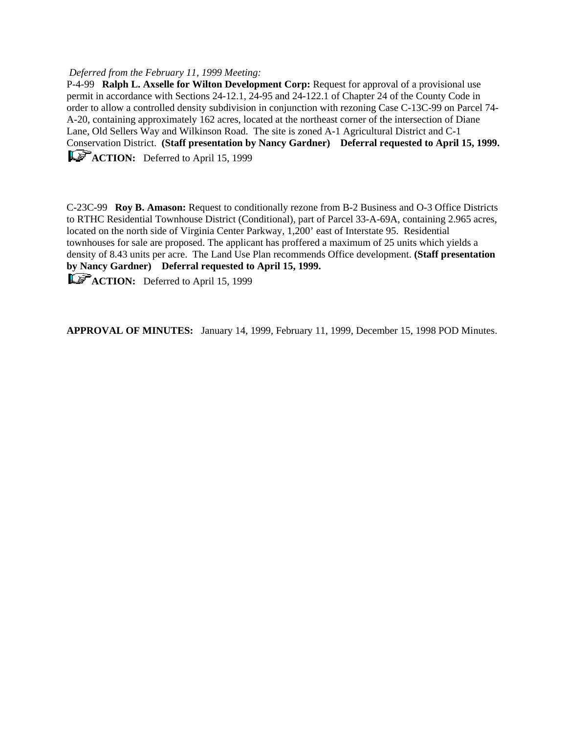*Deferred from the February 11, 1999 Meeting:*

P-4-99 **Ralph L. Axselle for Wilton Development Corp:** Request for approval of a provisional use permit in accordance with Sections 24-12.1, 24-95 and 24-122.1 of Chapter 24 of the County Code in order to allow a controlled density subdivision in conjunction with rezoning Case C-13C-99 on Parcel 74-A-20, containing approximately 162 acres, located at the northeast corner of the intersection of Diane Lane, Old Sellers Way and Wilkinson Road. The site is zoned A-1 Agricultural District and C-1 Conservation District. **(Staff presentation by Nancy Gardner) Deferral requested to April 15, 1999.**

**ACTION:** Deferred to April 15, 1999

C-23C-99 **Roy B. Amason:** Request to conditionally rezone from B-2 Business and O-3 Office Districts to RTHC Residential Townhouse District (Conditional), part of Parcel 33-A-69A, containing 2.965 acres, located on the north side of Virginia Center Parkway, 1,200' east of Interstate 95. Residential townhouses for sale are proposed. The applicant has proffered a maximum of 25 units which yields a density of 8.43 units per acre. The Land Use Plan recommends Office development. **(Staff presentation by Nancy Gardner) Deferral requested to April 15, 1999.**

**ACTION:** Deferred to April 15, 1999

**APPROVAL OF MINUTES:** January 14, 1999, February 11, 1999, December 15, 1998 POD Minutes.